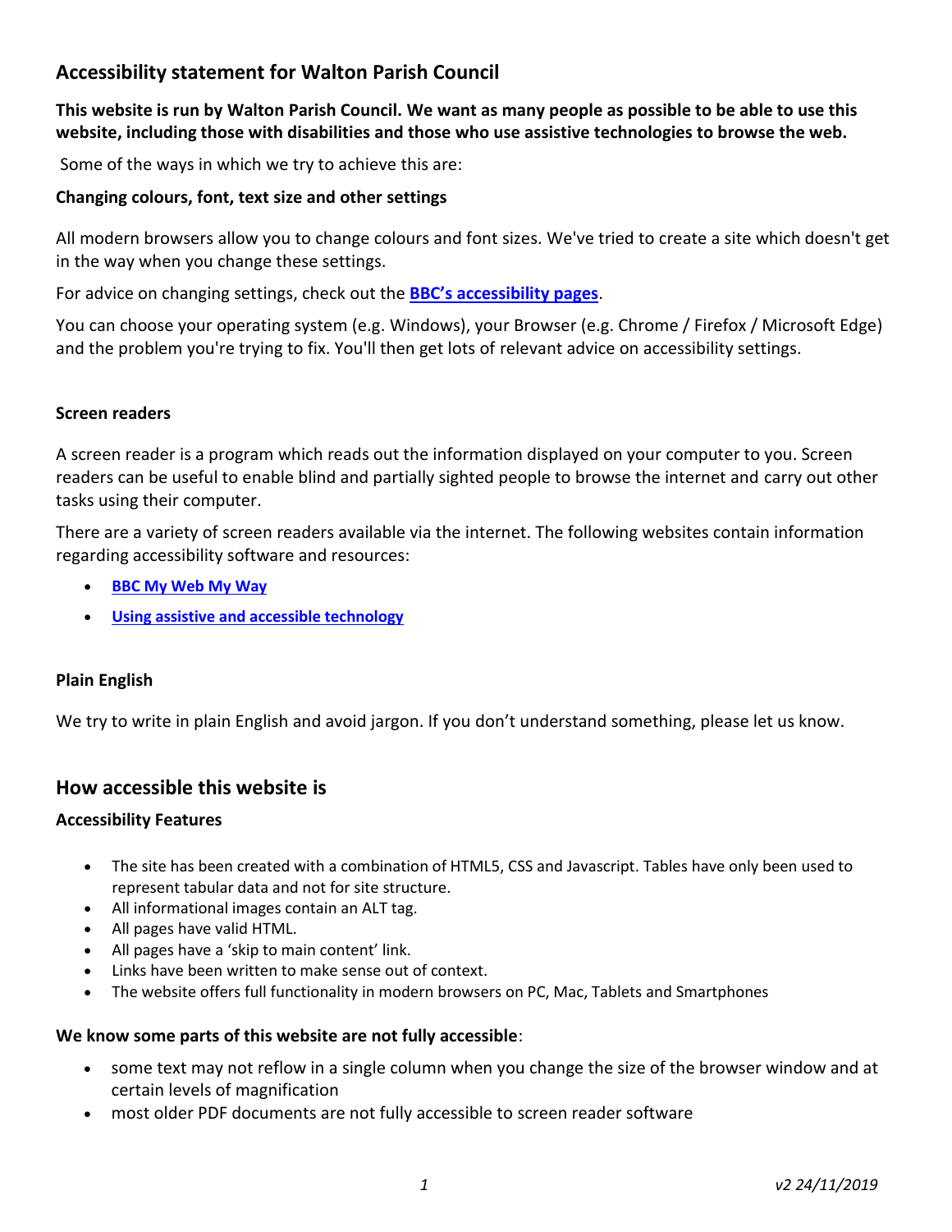## Accessibility statement for Walton Parish Council

**This website is run by Walton Parish Council. We want as many people as possible to be able to use this website, including those with disabilities and those who use assistive technologies to browse the web.**

Some of the ways in which we try to achieve this are:

**Changing colours, font, text size and other settings**

All modern browsers allow you to change colours and font sizes. We've tried to create a site which doesn't get in the way when you change these settings.

For advice on changing settings, check out the **BBC's accessibility pages**.

You can choose your operating system (e.g. Windows), your Browser (e.g. Chrome / Firefox / Microsoft Edge) and the problem you're trying to fix. You'll then get lots of relevant advice on accessibility settings.

**Screen readers**

A screen reader is a program which reads out the information displayed on your computer to you. Screen readers can be useful to enable blind and partially sighted people to browse the internet and carry out other tasks using their computer.

There are a variety of screen readers available via the internet. The following websites contain information regarding accessibility software and resources:

- **BBC My Web My Way**
- **Using assistive and accessible technology**

**Plain English**

We try to write in plain English and avoid jargon. If you don't understand something, please let us know.

## How accessible this website is

**Accessibility Features**

- The site has been created with a combination of HTML5, CSS and Javascript. Tables have only been used to represent tabular data and not for site structure.
- All informational images contain an ALT tag.
- All pages have valid HTML.
- All pages have a 'skip to main content' link.
- Links have been written to make sense out of context.
- The website offers full functionality in modern browsers on PC, Mac, Tablets and Smartphones

**We know some parts of this website are not fully accessible**:

- some text may not reflow in a single column when you change the size of the browser window and at certain levels of magnification
- most older PDF documents are not fully accessible to screen reader software

*v2 24/11/2019*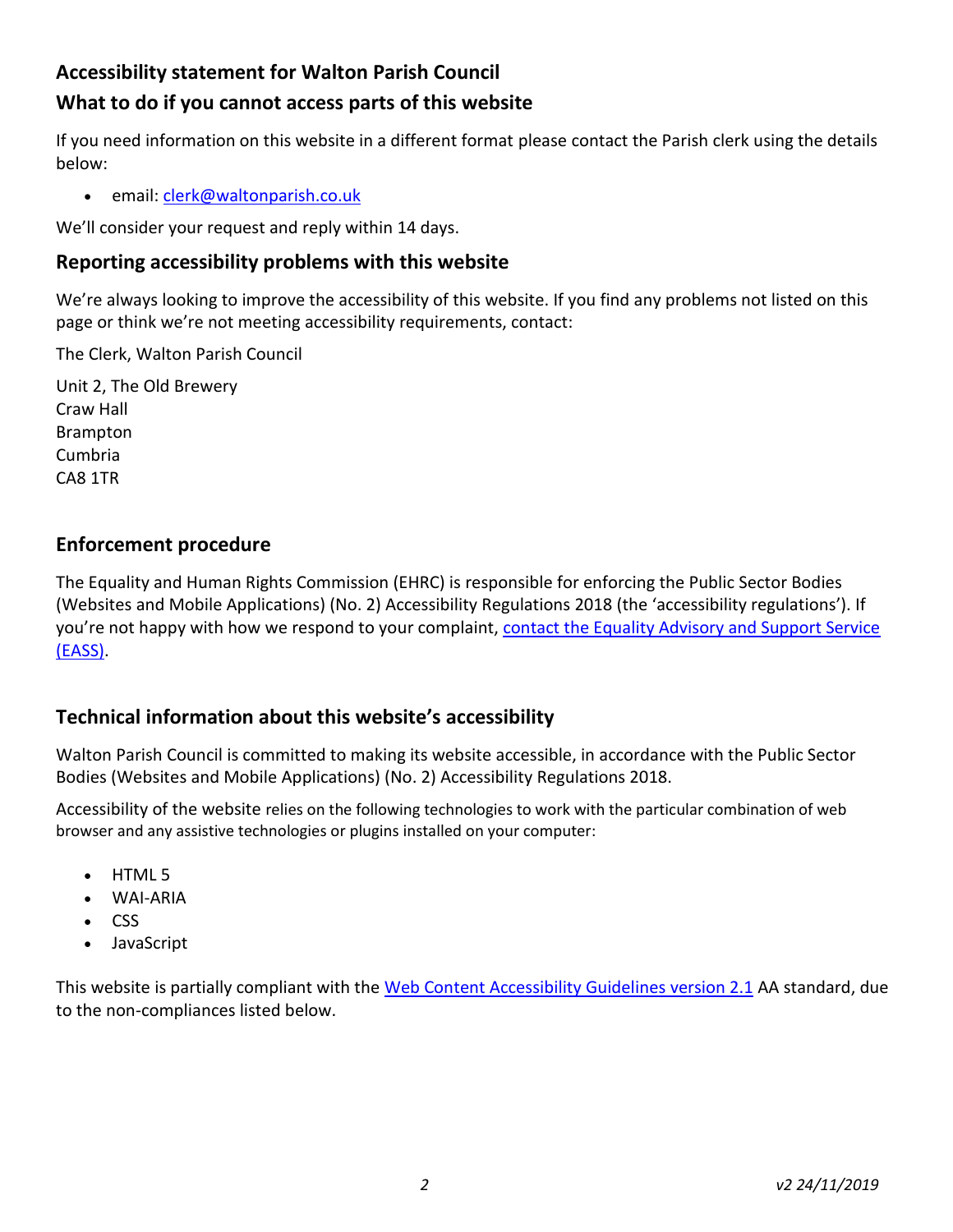## Accessibility statement for Walton Parish Council

## What to do if you cannot access parts of this website

If you need information on this website in a different format please contact the Parish clerk using the details below:

- email: [clerk@waltonparish.co.uk](mailto:clerk@waltonparish.co.uk)

We'll consider your request and reply within 14 days.

## Reporting accessibility problems with this website

We're always looking to improve the accessibility of this website. If you find any problems not listed on this page or think we're not meeting accessibility requirements, contact:

The Clerk, Walton Parish Council

Unit 2, The Old Brewery  
Craw Hall  
Brampton  
Cumbria  
CA8 1TR

## Enforcement procedure

The Equality and Human Rights Commission (EHRC) is responsible for enforcing the Public Sector Bodies (Websites and Mobile Applications) (No. 2) Accessibility Regulations 2018 (the 'accessibility regulations'). If you're not happy with how we respond to your complaint, [contact the Equality Advisory and Support Service (EASS)](#).

## Technical information about this website's accessibility

Walton Parish Council is committed to making its website accessible, in accordance with the Public Sector Bodies (Websites and Mobile Applications) (No. 2) Accessibility Regulations 2018.

Accessibility of the website relies on the following technologies to work with the particular combination of web browser and any assistive technologies or plugins installed on your computer:

- HTML 5
- WAI-ARIA
- CSS
- JavaScript

This website is partially compliant with the [Web Content Accessibility Guidelines version 2.1](#) AA standard, due to the non-compliances listed below.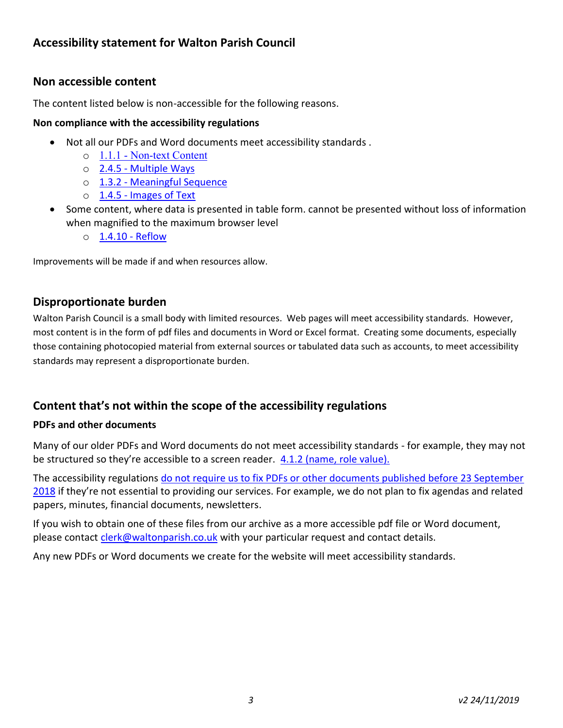## Accessibility statement for Walton Parish Council

### Non accessible content

The content listed below is non-accessible for the following reasons.

#### Non compliance with the accessibility regulations

- Not all our PDFs and Word documents meet accessibility standards .
  - 1.1.1 - Non-text Content
  - 2.4.5 - Multiple Ways
  - 1.3.2 - Meaningful Sequence
  - 1.4.5 - Images of Text
- Some content, where data is presented in table form. cannot be presented without loss of information when magnified to the maximum browser level
  - 1.4.10 - Reflow

Improvements will be made if and when resources allow.

### Disproportionate burden

Walton Parish Council is a small body with limited resources. Web pages will meet accessibility standards. However, most content is in the form of pdf files and documents in Word or Excel format. Creating some documents, especially those containing photocopied material from external sources or tabulated data such as accounts, to meet accessibility standards may represent a disproportionate burden.

### Content that's not within the scope of the accessibility regulations

#### PDFs and other documents

Many of our older PDFs and Word documents do not meet accessibility standards - for example, they may not be structured so they're accessible to a screen reader. 4.1.2 (name, role value).

The accessibility regulations do not require us to fix PDFs or other documents published before 23 September 2018 if they're not essential to providing our services. For example, we do not plan to fix agendas and related papers, minutes, financial documents, newsletters.

If you wish to obtain one of these files from our archive as a more accessible pdf file or Word document, please contact clerk@waltonparish.co.uk with your particular request and contact details.

Any new PDFs or Word documents we create for the website will meet accessibility standards.

*v2 24/11/2019*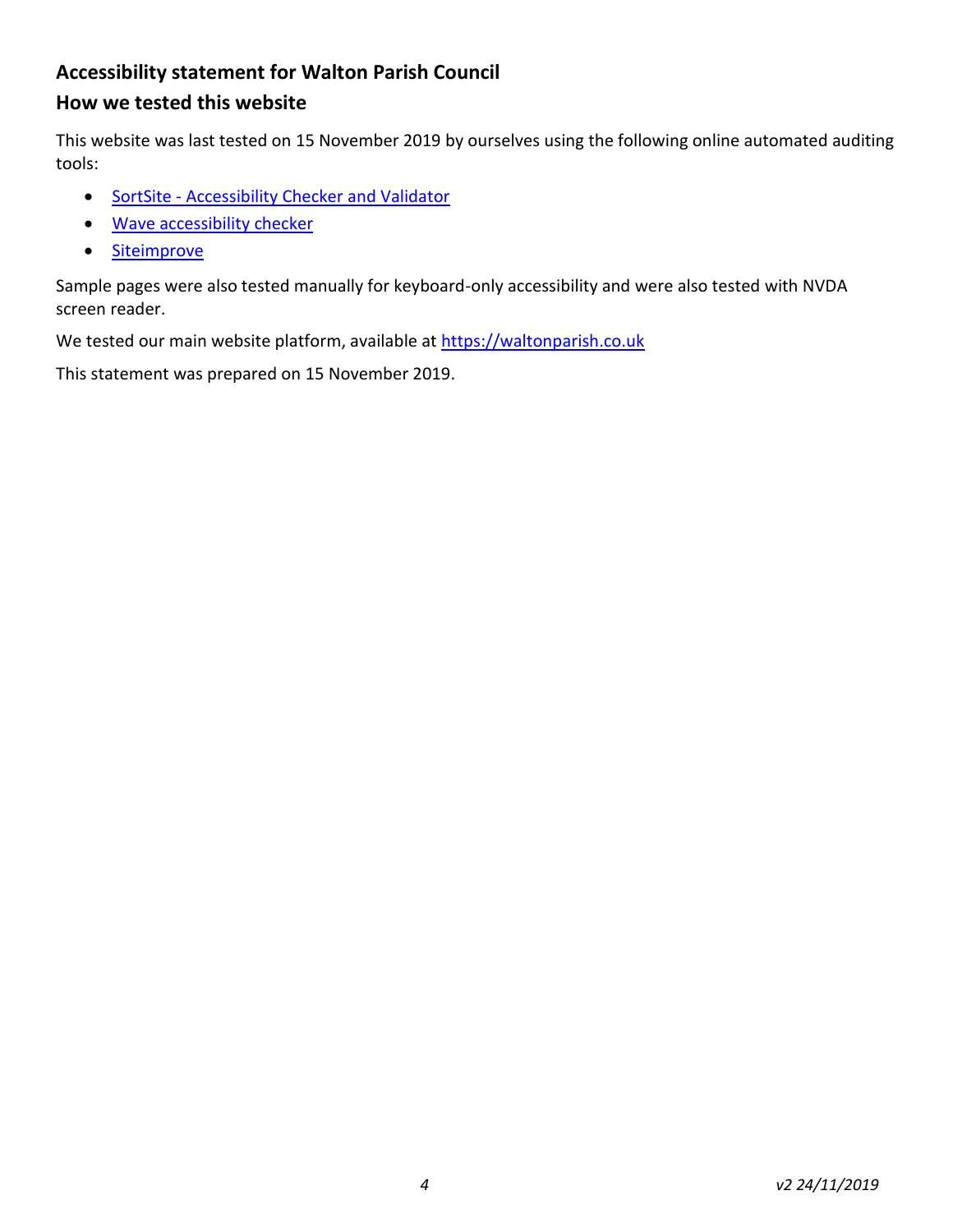## Accessibility statement for Walton Parish Council

## How we tested this website

This website was last tested on 15 November 2019 by ourselves using the following online automated auditing tools:

- SortSite - Accessibility Checker and Validator
- Wave accessibility checker
- Siteimprove

Sample pages were also tested manually for keyboard-only accessibility and were also tested with NVDA screen reader.

We tested our main website platform, available at https://waltonparish.co.uk

This statement was prepared on 15 November 2019.